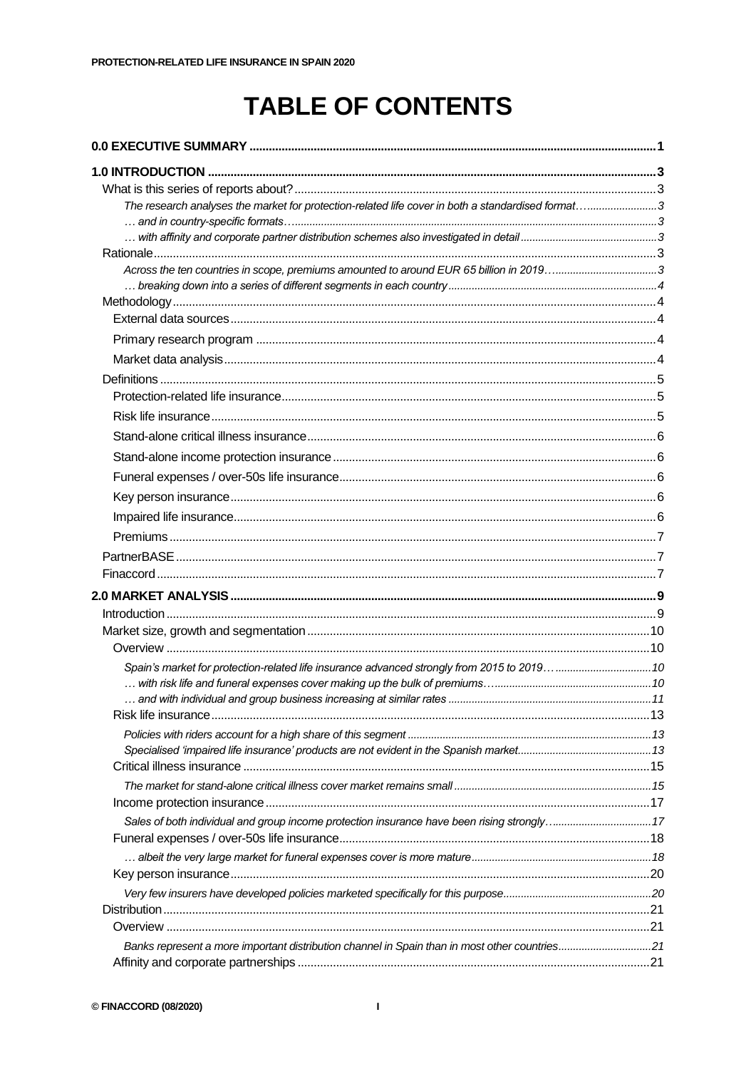# TABLE OF CONTENTS

**0.0 EXECUTIVE SUMMARY** .......... **1**

**1.0 INTRODUCTION** .......... **3**

- What is this series of reports about? .......... 3
  - *The research analyses the market for protection-related life cover in both a standardised format…* .......... *3*
  - *… and in country-specific formats…* .......... *3*
  - *… with affinity and corporate partner distribution schemes also investigated in detail* .......... *3*
- Rationale .......... 3
  - *Across the ten countries in scope, premiums amounted to around EUR 65 billion in 2019…* .......... *3*
  - *… breaking down into a series of different segments in each country* .......... *4*
- Methodology .......... 4
  - External data sources .......... 4
  - Primary research program .......... 4
  - Market data analysis .......... 4
- Definitions .......... 5
  - Protection-related life insurance .......... 5
  - Risk life insurance .......... 5
  - Stand-alone critical illness insurance .......... 6
  - Stand-alone income protection insurance .......... 6
  - Funeral expenses / over-50s life insurance .......... 6
  - Key person insurance .......... 6
  - Impaired life insurance .......... 6
  - Premiums .......... 7
- PartnerBASE .......... 7
- Finaccord .......... 7

**2.0 MARKET ANALYSIS** .......... **9**

- Introduction .......... 9
- Market size, growth and segmentation .......... 10
  - Overview .......... 10
    - *Spain's market for protection-related life insurance advanced strongly from 2015 to 2019…* .......... *10*
    - *… with risk life and funeral expenses cover making up the bulk of premiums…* .......... *10*
    - *… and with individual and group business increasing at similar rates* .......... *11*
  - Risk life insurance .......... 13
    - *Policies with riders account for a high share of this segment* .......... *13*
    - *Specialised 'impaired life insurance' products are not evident in the Spanish market* .......... *13*
  - Critical illness insurance .......... 15
    - *The market for stand-alone critical illness cover market remains small* .......... *15*
  - Income protection insurance .......... 17
    - *Sales of both individual and group income protection insurance have been rising strongly…* .......... *17*
  - Funeral expenses / over-50s life insurance .......... 18
    - *… albeit the very large market for funeral expenses cover is more mature* .......... *18*
  - Key person insurance .......... 20
    - *Very few insurers have developed policies marketed specifically for this purpose* .......... *20*
- Distribution .......... 21
  - Overview .......... 21
    - *Banks represent a more important distribution channel in Spain than in most other countries* .......... *21*
  - Affinity and corporate partnerships .......... 21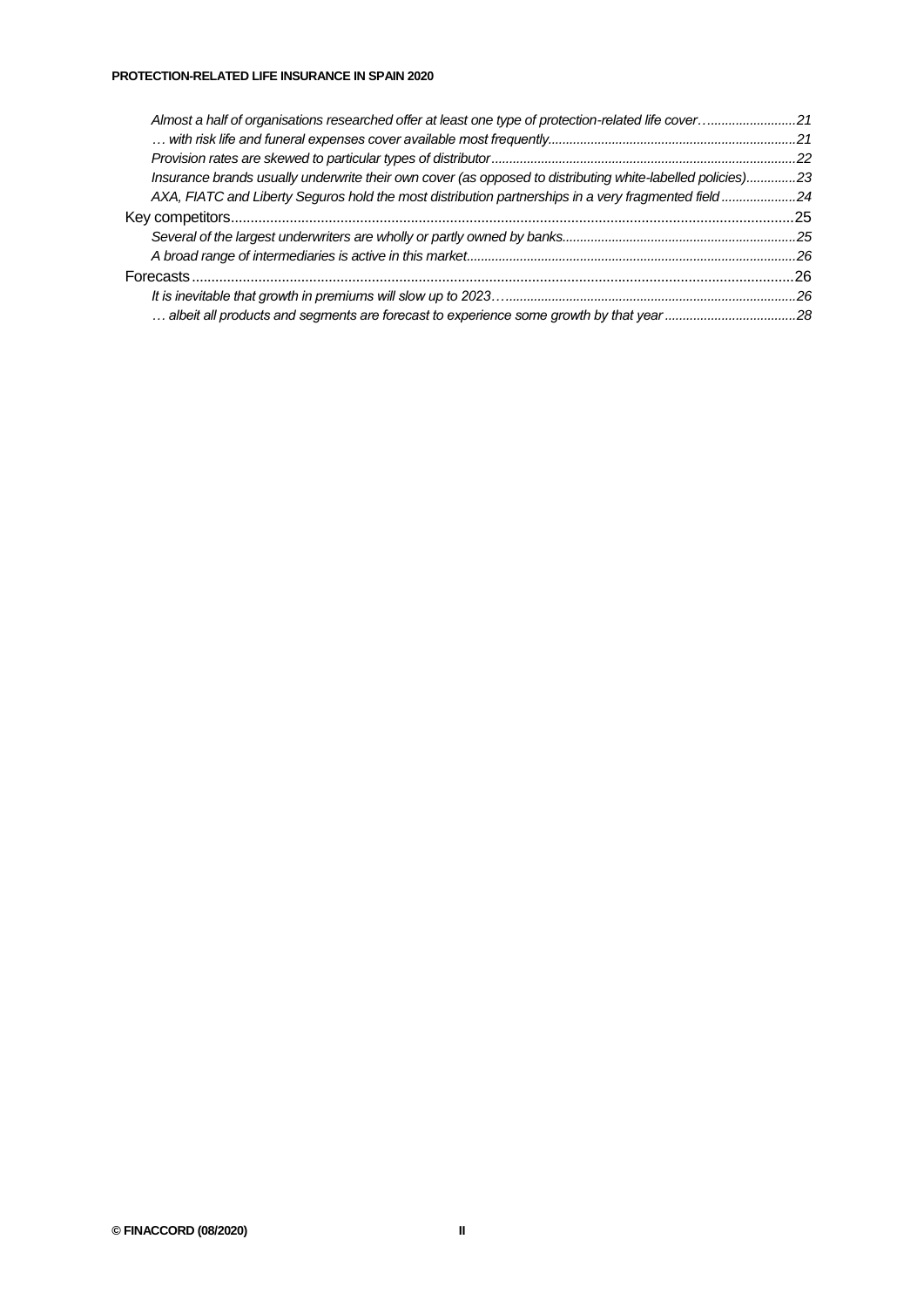*Almost a half of organisations researched offer at least one type of protection-related life cover…* 21
*… with risk life and funeral expenses cover available most frequently* 21
*Provision rates are skewed to particular types of distributor* 22
*Insurance brands usually underwrite their own cover (as opposed to distributing white-labelled policies)* 23
*AXA, FIATC and Liberty Seguros hold the most distribution partnerships in a very fragmented field* 24

Key competitors 25
*Several of the largest underwriters are wholly or partly owned by banks* 25
*A broad range of intermediaries is active in this market* 26

Forecasts 26
*It is inevitable that growth in premiums will slow up to 2023…* 26
*… albeit all products and segments are forecast to experience some growth by that year* 28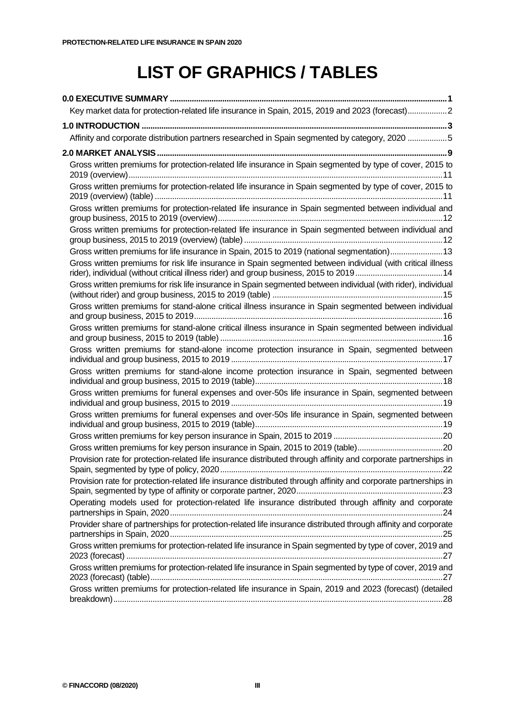# LIST OF GRAPHICS / TABLES

**0.0 EXECUTIVE SUMMARY ... 1**

Key market data for protection-related life insurance in Spain, 2015, 2019 and 2023 (forecast) ... 2

**1.0 INTRODUCTION ... 3**

Affinity and corporate distribution partners researched in Spain segmented by category, 2020 ... 5

**2.0 MARKET ANALYSIS ... 9**

Gross written premiums for protection-related life insurance in Spain segmented by type of cover, 2015 to 2019 (overview) ... 11

Gross written premiums for protection-related life insurance in Spain segmented by type of cover, 2015 to 2019 (overview) (table) ... 11

Gross written premiums for protection-related life insurance in Spain segmented between individual and group business, 2015 to 2019 (overview) ... 12

Gross written premiums for protection-related life insurance in Spain segmented between individual and group business, 2015 to 2019 (overview) (table) ... 12

Gross written premiums for life insurance in Spain, 2015 to 2019 (national segmentation) ... 13

Gross written premiums for risk life insurance in Spain segmented between individual (with critical illness rider), individual (without critical illness rider) and group business, 2015 to 2019 ... 14

Gross written premiums for risk life insurance in Spain segmented between individual (with rider), individual (without rider) and group business, 2015 to 2019 (table) ... 15

Gross written premiums for stand-alone critical illness insurance in Spain segmented between individual and group business, 2015 to 2019 ... 16

Gross written premiums for stand-alone critical illness insurance in Spain segmented between individual and group business, 2015 to 2019 (table) ... 16

Gross written premiums for stand-alone income protection insurance in Spain, segmented between individual and group business, 2015 to 2019 ... 17

Gross written premiums for stand-alone income protection insurance in Spain, segmented between individual and group business, 2015 to 2019 (table) ... 18

Gross written premiums for funeral expenses and over-50s life insurance in Spain, segmented between individual and group business, 2015 to 2019 ... 19

Gross written premiums for funeral expenses and over-50s life insurance in Spain, segmented between individual and group business, 2015 to 2019 (table) ... 19

Gross written premiums for key person insurance in Spain, 2015 to 2019 ... 20

Gross written premiums for key person insurance in Spain, 2015 to 2019 (table) ... 20

Provision rate for protection-related life insurance distributed through affinity and corporate partnerships in Spain, segmented by type of policy, 2020 ... 22

Provision rate for protection-related life insurance distributed through affinity and corporate partnerships in Spain, segmented by type of affinity or corporate partner, 2020 ... 23

Operating models used for protection-related life insurance distributed through affinity and corporate partnerships in Spain, 2020 ... 24

Provider share of partnerships for protection-related life insurance distributed through affinity and corporate partnerships in Spain, 2020 ... 25

Gross written premiums for protection-related life insurance in Spain segmented by type of cover, 2019 and 2023 (forecast) ... 27

Gross written premiums for protection-related life insurance in Spain segmented by type of cover, 2019 and 2023 (forecast) (table) ... 27

Gross written premiums for protection-related life insurance in Spain, 2019 and 2023 (forecast) (detailed breakdown) ... 28